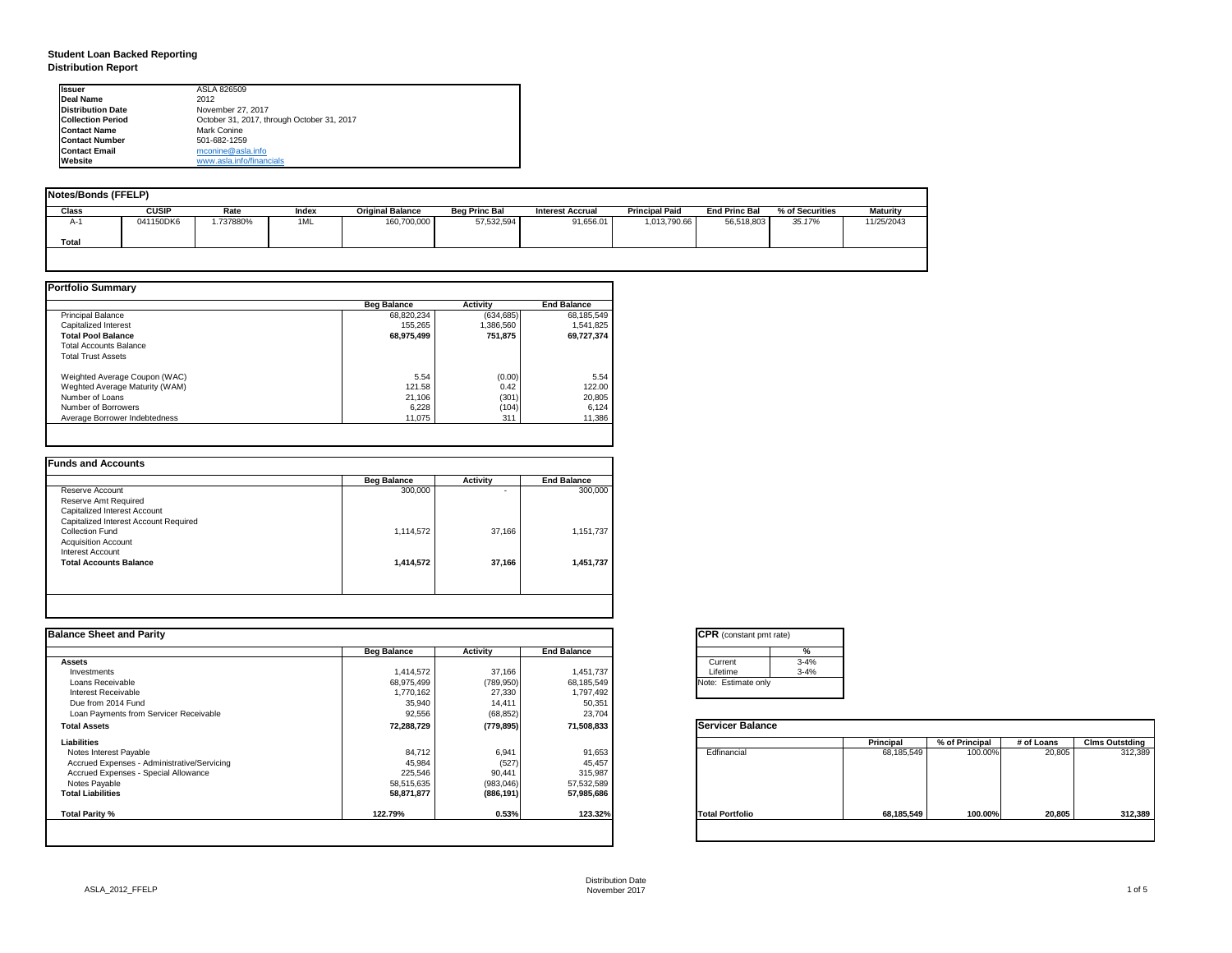# Student Loan Backed Reporting

## Distribution Report

| | |
|---|---|
| **Issuer** | ASLA 826509 |
| **Deal Name** | 2012 |
| **Distribution Date** | November 27, 2017 |
| **Collection Period** | October 31, 2017, through October 31, 2017 |
| **Contact Name** | Mark Conine |
| **Contact Number** | 501-682-1259 |
| **Contact Email** | mconine@asla.info |
| **Website** | www.asla.info/financials |

### Notes/Bonds (FFELP)

| Class | CUSIP | Rate | Index | Original Balance | Beg Princ Bal | Interest Accrual | Principal Paid | End Princ Bal | % of Securities | Maturity |
|---|---|---|---|---|---|---|---|---|---|---|
| A-1 | 041150DK6 | 1.737880% | 1ML | 160,700,000 | 57,532,594 | 91,656.01 | 1,013,790.66 | 56,518,803 | *35.17%* | 11/25/2043 |
| **Total** | | | | | | | | | | |

### Portfolio Summary

| | Beg Balance | Activity | End Balance |
|---|---|---|---|
| Principal Balance | 68,820,234 | (634,685) | 68,185,549 |
| Capitalized Interest | 155,265 | 1,386,560 | 1,541,825 |
| **Total Pool Balance** | **68,975,499** | **751,875** | **69,727,374** |
| Total Accounts Balance | | | |
| Total Trust Assets | | | |
| Weighted Average Coupon (WAC) | 5.54 | (0.00) | 5.54 |
| Weghted Average Maturity (WAM) | 121.58 | 0.42 | 122.00 |
| Number of Loans | 21,106 | (301) | 20,805 |
| Number of Borrowers | 6,228 | (104) | 6,124 |
| Average Borrower Indebtedness | 11,075 | 311 | 11,386 |

### Funds and Accounts

| | Beg Balance | Activity | End Balance |
|---|---|---|---|
| Reserve Account | 300,000 | - | 300,000 |
| Reserve Amt Required | | | |
| Capitalized Interest Account | | | |
| Capitalized Interest Account Required | | | |
| Collection Fund | 1,114,572 | 37,166 | 1,151,737 |
| Acquisition Account | | | |
| Interest Account | | | |
| **Total Accounts Balance** | **1,414,572** | **37,166** | **1,451,737** |

### Balance Sheet and Parity

| | Beg Balance | Activity | End Balance |
|---|---|---|---|
| **Assets** | | | |
| Investments | 1,414,572 | 37,166 | 1,451,737 |
| Loans Receivable | 68,975,499 | (789,950) | 68,185,549 |
| Interest Receivable | 1,770,162 | 27,330 | 1,797,492 |
| Due from 2014 Fund | 35,940 | 14,411 | 50,351 |
| Loan Payments from Servicer Receivable | 92,556 | (68,852) | 23,704 |
| **Total Assets** | **72,288,729** | **(779,895)** | **71,508,833** |
| **Liabilities** | | | |
| Notes Interest Payable | 84,712 | 6,941 | 91,653 |
| Accrued Expenses - Administrative/Servicing | 45,984 | (527) | 45,457 |
| Accrued Expenses - Special Allowance | 225,546 | 90,441 | 315,987 |
| Notes Payable | 58,515,635 | (983,046) | 57,532,589 |
| **Total Liabilities** | **58,871,877** | **(886,191)** | **57,985,686** |
| **Total Parity %** | **122.79%** | **0.53%** | **123.32%** |

### CPR (constant pmt rate)

| | % |
|---|---|
| Current | 3-4% |
| Lifetime | 3-4% |

Note: Estimate only

### Servicer Balance

| | Principal | % of Principal | # of Loans | Clms Outstding |
|---|---|---|---|---|
| Edfinancial | 68,185,549 | 100.00% | 20,805 | 312,389 |
| **Total Portfolio** | **68,185,549** | **100.00%** | **20,805** | **312,389** |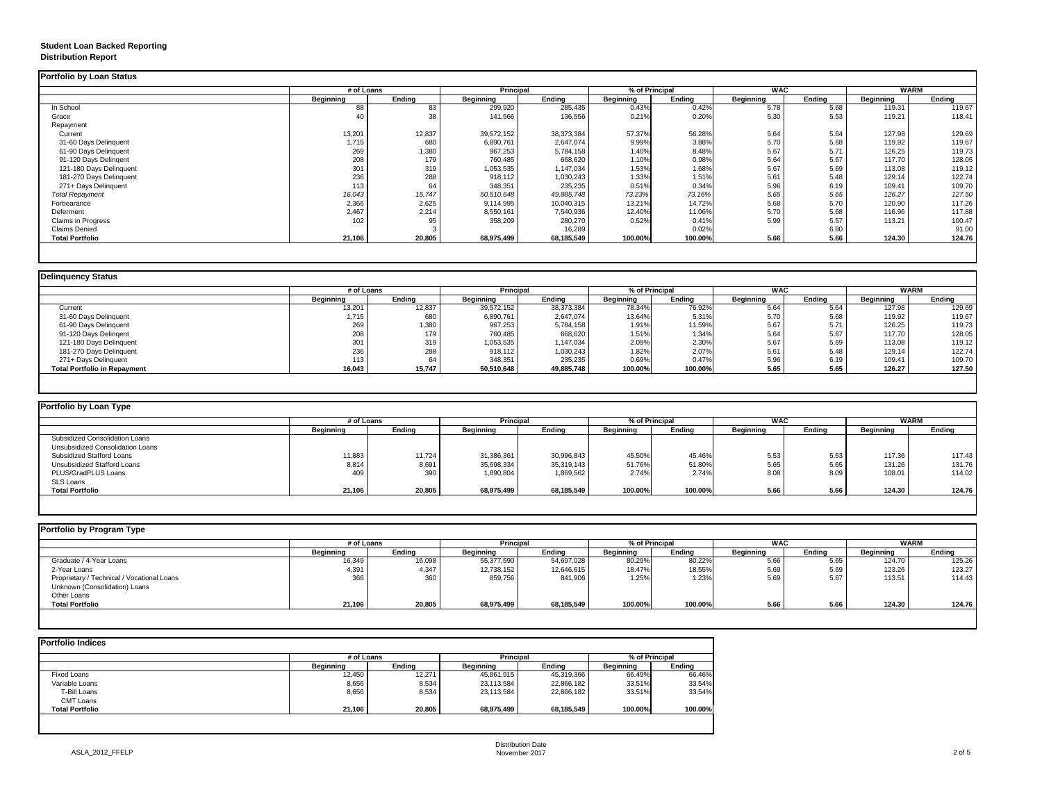**Student Loan Backed Reporting**
**Distribution Report**

## Portfolio by Loan Status

| | # of Loans | | Principal | | % of Principal | | WAC | | WARM | |
|---|---|---|---|---|---|---|---|---|---|---|
| | Beginning | Ending | Beginning | Ending | Beginning | Ending | Beginning | Ending | Beginning | Ending |
| In School | 88 | 83 | 299,920 | 285,435 | 0.43% | 0.42% | 5.78 | 5.68 | 119.31 | 119.67 |
| Grace | 40 | 38 | 141,566 | 136,556 | 0.21% | 0.20% | 5.30 | 5.53 | 119.21 | 118.41 |
| Repayment | | | | | | | | | | |
| Current | 13,201 | 12,837 | 39,572,152 | 38,373,384 | 57.37% | 56.28% | 5.64 | 5.64 | 127.98 | 129.69 |
| 31-60 Days Delinquent | 1,715 | 680 | 6,890,761 | 2,647,074 | 9.99% | 3.88% | 5.70 | 5.68 | 119.92 | 119.67 |
| 61-90 Days Delinquent | 269 | 1,380 | 967,253 | 5,784,158 | 1.40% | 8.48% | 5.67 | 5.71 | 126.25 | 119.73 |
| 91-120 Days Delingent | 208 | 179 | 760,485 | 668,620 | 1.10% | 0.98% | 5.64 | 5.67 | 117.70 | 128.05 |
| 121-180 Days Delinquent | 301 | 319 | 1,053,535 | 1,147,034 | 1.53% | 1.68% | 5.67 | 5.69 | 113.08 | 119.12 |
| 181-270 Days Delinquent | 236 | 288 | 918,112 | 1,030,243 | 1.33% | 1.51% | 5.61 | 5.48 | 129.14 | 122.74 |
| 271+ Days Delinquent | 113 | 64 | 348,351 | 235,235 | 0.51% | 0.34% | 5.96 | 6.19 | 109.41 | 109.70 |
| *Total Repayment* | *16,043* | *15,747* | *50,510,648* | *49,885,748* | *73.23%* | *73.16%* | *5.65* | *5.65* | *126.27* | *127.50* |
| Forbearance | 2,366 | 2,625 | 9,114,995 | 10,040,315 | 13.21% | 14.72% | 5.68 | 5.70 | 120.90 | 117.26 |
| Deferment | 2,467 | 2,214 | 8,550,161 | 7,540,936 | 12.40% | 11.06% | 5.70 | 5.68 | 116.96 | 117.88 |
| Claims in Progress | 102 | 95 | 358,209 | 280,270 | 0.52% | 0.41% | 5.99 | 5.57 | 113.21 | 100.47 |
| Claims Denied | | 3 | | 16,289 | | 0.02% | | 6.80 | | 91.00 |
| **Total Portfolio** | **21,106** | **20,805** | **68,975,499** | **68,185,549** | **100.00%** | **100.00%** | **5.66** | **5.66** | **124.30** | **124.76** |

## Delinquency Status

| | # of Loans | | Principal | | % of Principal | | WAC | | WARM | |
|---|---|---|---|---|---|---|---|---|---|---|
| | Beginning | Ending | Beginning | Ending | Beginning | Ending | Beginning | Ending | Beginning | Ending |
| Current | 13,201 | 12,837 | 39,572,152 | 38,373,384 | 78.34% | 76.92% | 5.64 | 5.64 | 127.98 | 129.69 |
| 31-60 Days Delinquent | 1,715 | 680 | 6,890,761 | 2,647,074 | 13.64% | 5.31% | 5.70 | 5.68 | 119.92 | 119.67 |
| 61-90 Days Delinquent | 269 | 1,380 | 967,253 | 5,784,158 | 1.91% | 11.59% | 5.67 | 5.71 | 126.25 | 119.73 |
| 91-120 Days Delingent | 208 | 179 | 760,485 | 668,620 | 1.51% | 1.34% | 5.64 | 5.67 | 117.70 | 128.05 |
| 121-180 Days Delinquent | 301 | 319 | 1,053,535 | 1,147,034 | 2.09% | 2.30% | 5.67 | 5.69 | 113.08 | 119.12 |
| 181-270 Days Delinquent | 236 | 288 | 918,112 | 1,030,243 | 1.82% | 2.07% | 5.61 | 5.48 | 129.14 | 122.74 |
| 271+ Days Delinquent | 113 | 64 | 348,351 | 235,235 | 0.69% | 0.47% | 5.96 | 6.19 | 109.41 | 109.70 |
| **Total Portfolio in Repayment** | **16,043** | **15,747** | **50,510,648** | **49,885,748** | **100.00%** | **100.00%** | **5.65** | **5.65** | **126.27** | **127.50** |

## Portfolio by Loan Type

| | # of Loans | | Principal | | % of Principal | | WAC | | WARM | |
|---|---|---|---|---|---|---|---|---|---|---|
| | Beginning | Ending | Beginning | Ending | Beginning | Ending | Beginning | Ending | Beginning | Ending |
| Subsidized Consolidation Loans | | | | | | | | | | |
| Unsubsidized Consolidation Loans | | | | | | | | | | |
| Subsidized Stafford Loans | 11,883 | 11,724 | 31,386,361 | 30,996,843 | 45.50% | 45.46% | 5.53 | 5.53 | 117.36 | 117.43 |
| Unsubsidized Stafford Loans | 8,814 | 8,691 | 35,698,334 | 35,319,143 | 51.76% | 51.80% | 5.65 | 5.65 | 131.26 | 131.76 |
| PLUS/GradPLUS Loans | 409 | 390 | 1,890,804 | 1,869,562 | 2.74% | 2.74% | 8.08 | 8.09 | 108.01 | 114.02 |
| SLS Loans | | | | | | | | | | |
| **Total Portfolio** | **21,106** | **20,805** | **68,975,499** | **68,185,549** | **100.00%** | **100.00%** | **5.66** | **5.66** | **124.30** | **124.76** |

## Portfolio by Program Type

| | # of Loans | | Principal | | % of Principal | | WAC | | WARM | |
|---|---|---|---|---|---|---|---|---|---|---|
| | Beginning | Ending | Beginning | Ending | Beginning | Ending | Beginning | Ending | Beginning | Ending |
| Graduate / 4-Year Loans | 16,349 | 16,098 | 55,377,590 | 54,697,028 | 80.29% | 80.22% | 5.66 | 5.65 | 124.70 | 125.26 |
| 2-Year Loans | 4,391 | 4,347 | 12,738,152 | 12,646,615 | 18.47% | 18.55% | 5.69 | 5.69 | 123.26 | 123.27 |
| Proprietary / Technical / Vocational Loans | 366 | 360 | 859,756 | 841,906 | 1.25% | 1.23% | 5.69 | 5.67 | 113.51 | 114.43 |
| Unknown (Consolidation) Loans | | | | | | | | | | |
| Other Loans | | | | | | | | | | |
| **Total Portfolio** | **21,106** | **20,805** | **68,975,499** | **68,185,549** | **100.00%** | **100.00%** | **5.66** | **5.66** | **124.30** | **124.76** |

## Portfolio Indices

| | # of Loans | | Principal | | % of Principal | |
|---|---|---|---|---|---|---|
| | Beginning | Ending | Beginning | Ending | Beginning | Ending |
| Fixed Loans | 12,450 | 12,271 | 45,861,915 | 45,319,366 | 66.49% | 66.46% |
| Variable Loans | 8,656 | 8,534 | 23,113,584 | 22,866,182 | 33.51% | 33.54% |
| T-Bill Loans | 8,656 | 8,534 | 23,113,584 | 22,866,182 | 33.51% | 33.54% |
| CMT Loans | | | | | | |
| **Total Portfolio** | **21,106** | **20,805** | **68,975,499** | **68,185,549** | **100.00%** | **100.00%** |

ASLA_2012_FFELP

Distribution Date
November 2017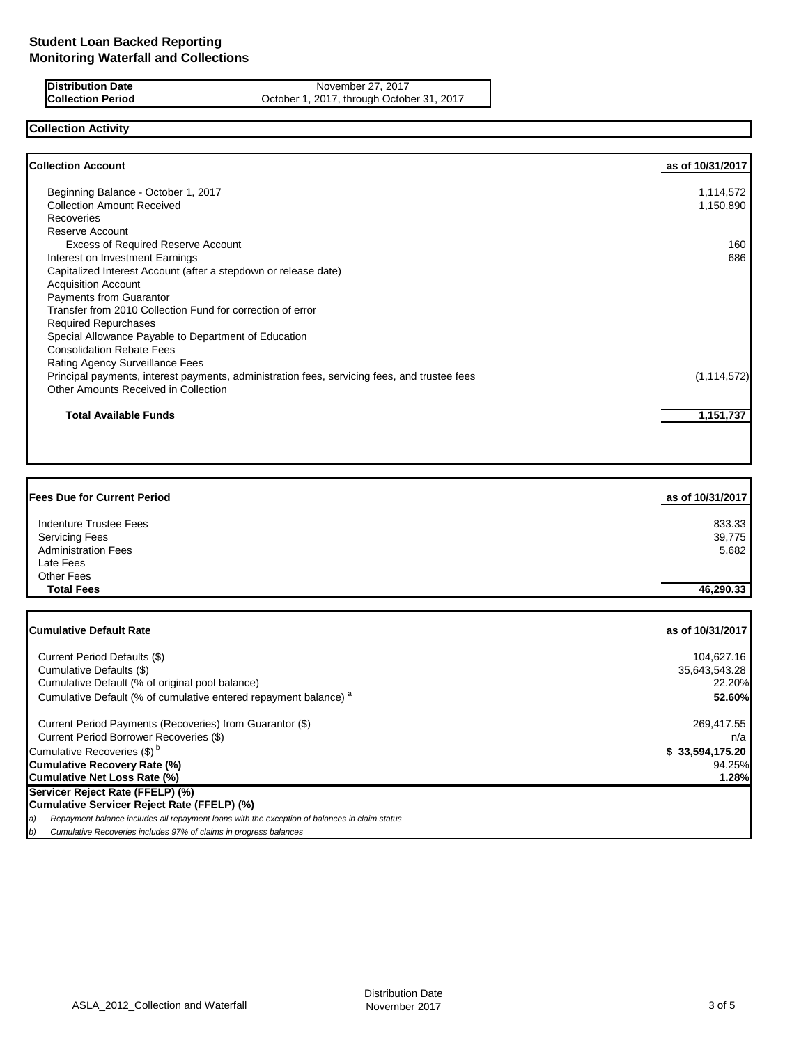# Student Loan Backed Reporting
## Monitoring Waterfall and Collections

| | |
|---|---|
| **Distribution Date** | November 27, 2017 |
| **Collection Period** | October 1, 2017, through October 31, 2017 |

## Collection Activity

| **Collection Account** | **as of 10/31/2017** |
|---|---|
| Beginning Balance - October 1, 2017 | 1,114,572 |
| Collection Amount Received | 1,150,890 |
| Recoveries | |
| Reserve Account | |
| Excess of Required Reserve Account | 160 |
| Interest on Investment Earnings | 686 |
| Capitalized Interest Account (after a stepdown or release date) | |
| Acquisition Account | |
| Payments from Guarantor | |
| Transfer from 2010 Collection Fund for correction of error | |
| Required Repurchases | |
| Special Allowance Payable to Department of Education | |
| Consolidation Rebate Fees | |
| Rating Agency Surveillance Fees | |
| Principal payments, interest payments, administration fees, servicing fees, and trustee fees | (1,114,572) |
| Other Amounts Received in Collection | |
| **Total Available Funds** | **1,151,737** |

| **Fees Due for Current Period** | **as of 10/31/2017** |
|---|---|
| Indenture Trustee Fees | 833.33 |
| Servicing Fees | 39,775 |
| Administration Fees | 5,682 |
| Late Fees | |
| Other Fees | |
| **Total Fees** | **46,290.33** |

| **Cumulative Default Rate** | **as of 10/31/2017** |
|---|---|
| Current Period Defaults ($) | 104,627.16 |
| Cumulative Defaults ($) | 35,643,543.28 |
| Cumulative Default (% of original pool balance) | 22.20% |
| Cumulative Default (% of cumulative entered repayment balance) [a] | **52.60%** |
| Current Period Payments (Recoveries) from Guarantor ($) | 269,417.55 |
| Current Period Borrower Recoveries ($) | n/a |
| Cumulative Recoveries ($) [b] | **$ 33,594,175.20** |
| **Cumulative Recovery Rate (%)** | 94.25% |
| **Cumulative Net Loss Rate (%)** | **1.28%** |
| **Servicer Reject Rate (FFELP) (%)** | |
| **Cumulative Servicer Reject Rate (FFELP) (%)** | |

*a) Repayment balance includes all repayment loans with the exception of balances in claim status*

*b) Cumulative Recoveries includes 97% of claims in progress balances*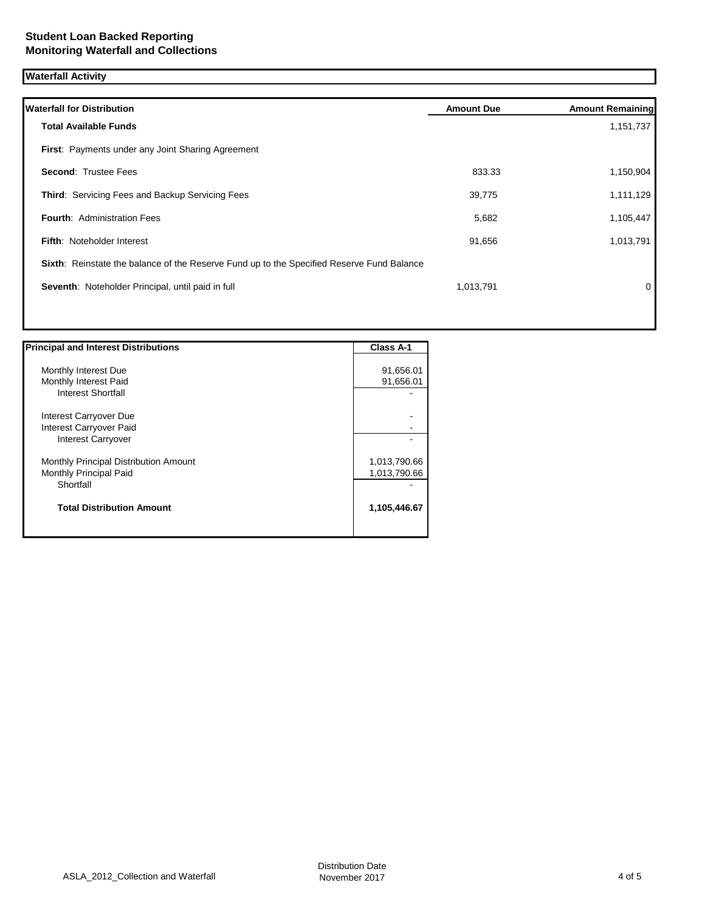**Student Loan Backed Reporting**
**Monitoring Waterfall and Collections**

## Waterfall Activity

| Waterfall for Distribution | Amount Due | Amount Remaining |
|---|---|---|
| **Total Available Funds** | | 1,151,737 |
| **First**: Payments under any Joint Sharing Agreement | | |
| **Second**: Trustee Fees | 833.33 | 1,150,904 |
| **Third**: Servicing Fees and Backup Servicing Fees | 39,775 | 1,111,129 |
| **Fourth**: Administration Fees | 5,682 | 1,105,447 |
| **Fifth**: Noteholder Interest | 91,656 | 1,013,791 |
| **Sixth**: Reinstate the balance of the Reserve Fund up to the Specified Reserve Fund Balance | | |
| **Seventh**: Noteholder Principal, until paid in full | 1,013,791 | 0 |

| Principal and Interest Distributions | Class A-1 |
|---|---|
| Monthly Interest Due | 91,656.01 |
| Monthly Interest Paid | 91,656.01 |
| Interest Shortfall | - |
| Interest Carryover Due | - |
| Interest Carryover Paid | - |
| Interest Carryover | - |
| Monthly Principal Distribution Amount | 1,013,790.66 |
| Monthly Principal Paid | 1,013,790.66 |
| Shortfall | - |
| **Total Distribution Amount** | **1,105,446.67** |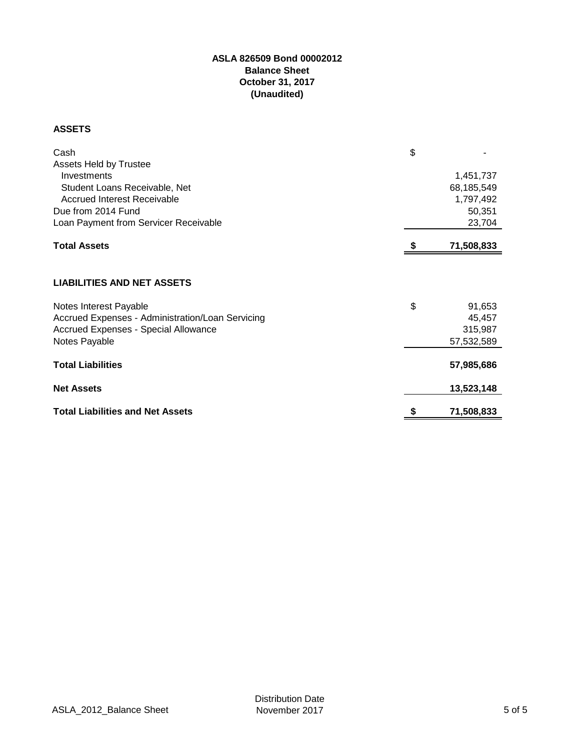**ASLA 826509 Bond 00002012**
**Balance Sheet**
**October 31, 2017**
**(Unaudited)**

**ASSETS**

| | | |
|---|---|---|
| Cash | $ | - |
| Assets Held by Trustee | | |
| Investments | | 1,451,737 |
| Student Loans Receivable, Net | | 68,185,549 |
| Accrued Interest Receivable | | 1,797,492 |
| Due from 2014 Fund | | 50,351 |
| Loan Payment from Servicer Receivable | | 23,704 |
| **Total Assets** | **$** | **71,508,833** |

**LIABILITIES AND NET ASSETS**

| | | |
|---|---|---|
| Notes Interest Payable | $ | 91,653 |
| Accrued Expenses - Administration/Loan Servicing | | 45,457 |
| Accrued Expenses - Special Allowance | | 315,987 |
| Notes Payable | | 57,532,589 |
| **Total Liabilities** | | **57,985,686** |
| **Net Assets** | | **13,523,148** |
| **Total Liabilities and Net Assets** | **$** | **71,508,833** |

ASLA_2012_Balance Sheet

Distribution Date
November 2017